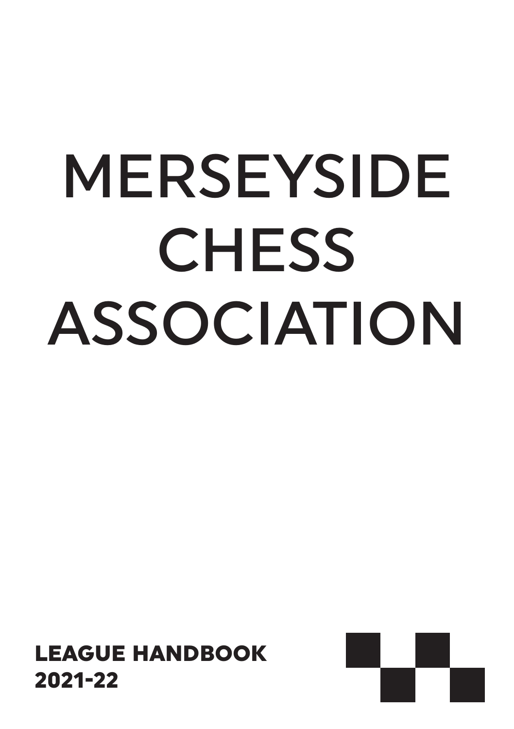# MERSEYSIDE CHESS ASSOCIATION

**LEAGUE HANDBOOK**
**2021-22**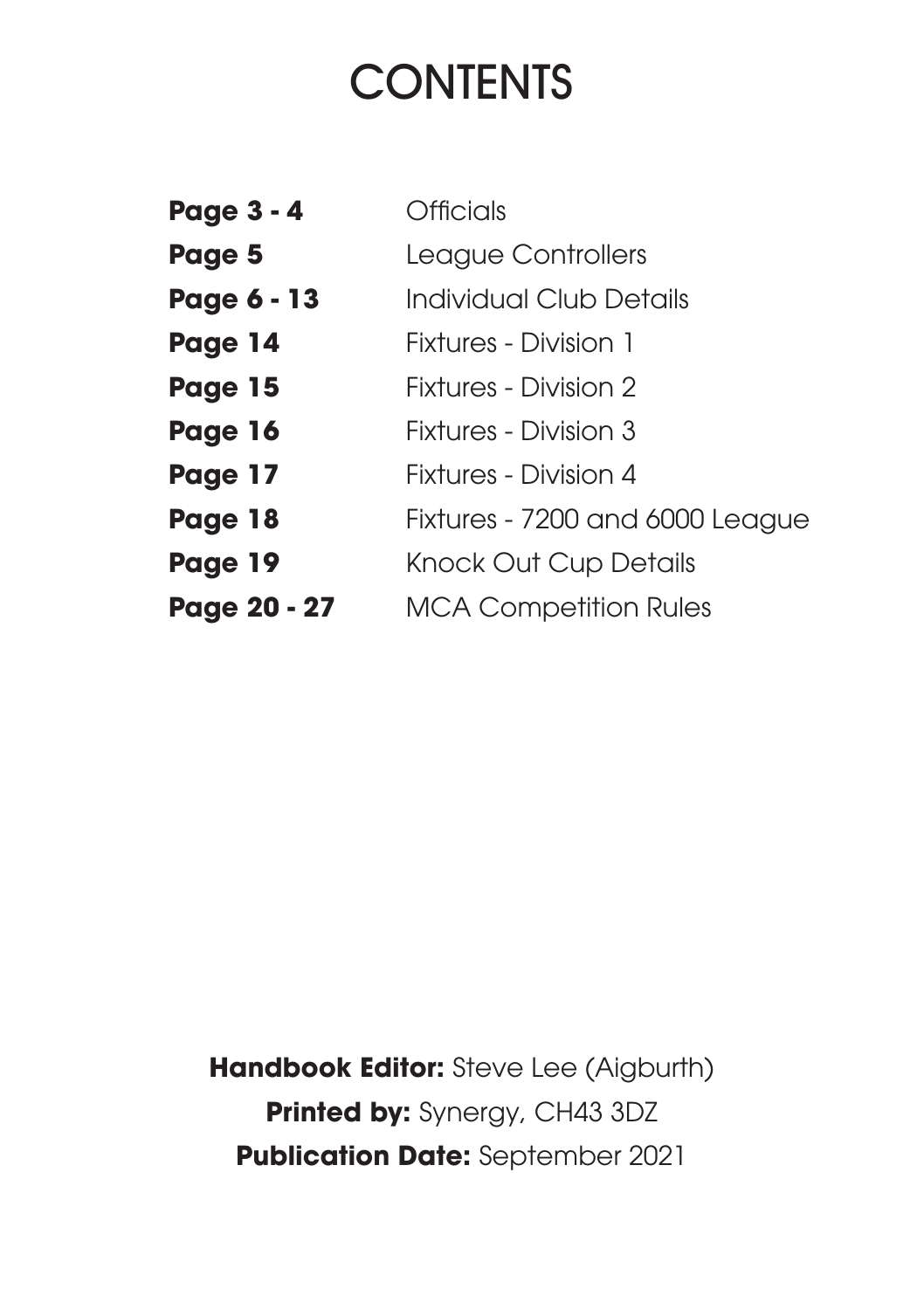# CONTENTS

| | |
|---|---|
| **Page 3 - 4** | Officials |
| **Page 5** | League Controllers |
| **Page 6 - 13** | Individual Club Details |
| **Page 14** | Fixtures - Division 1 |
| **Page 15** | Fixtures - Division 2 |
| **Page 16** | Fixtures - Division 3 |
| **Page 17** | Fixtures - Division 4 |
| **Page 18** | Fixtures - 7200 and 6000 League |
| **Page 19** | Knock Out Cup Details |
| **Page 20 - 27** | MCA Competition Rules |

**Handbook Editor:** Steve Lee (Aigburth)

**Printed by:** Synergy, CH43 3DZ

**Publication Date:** September 2021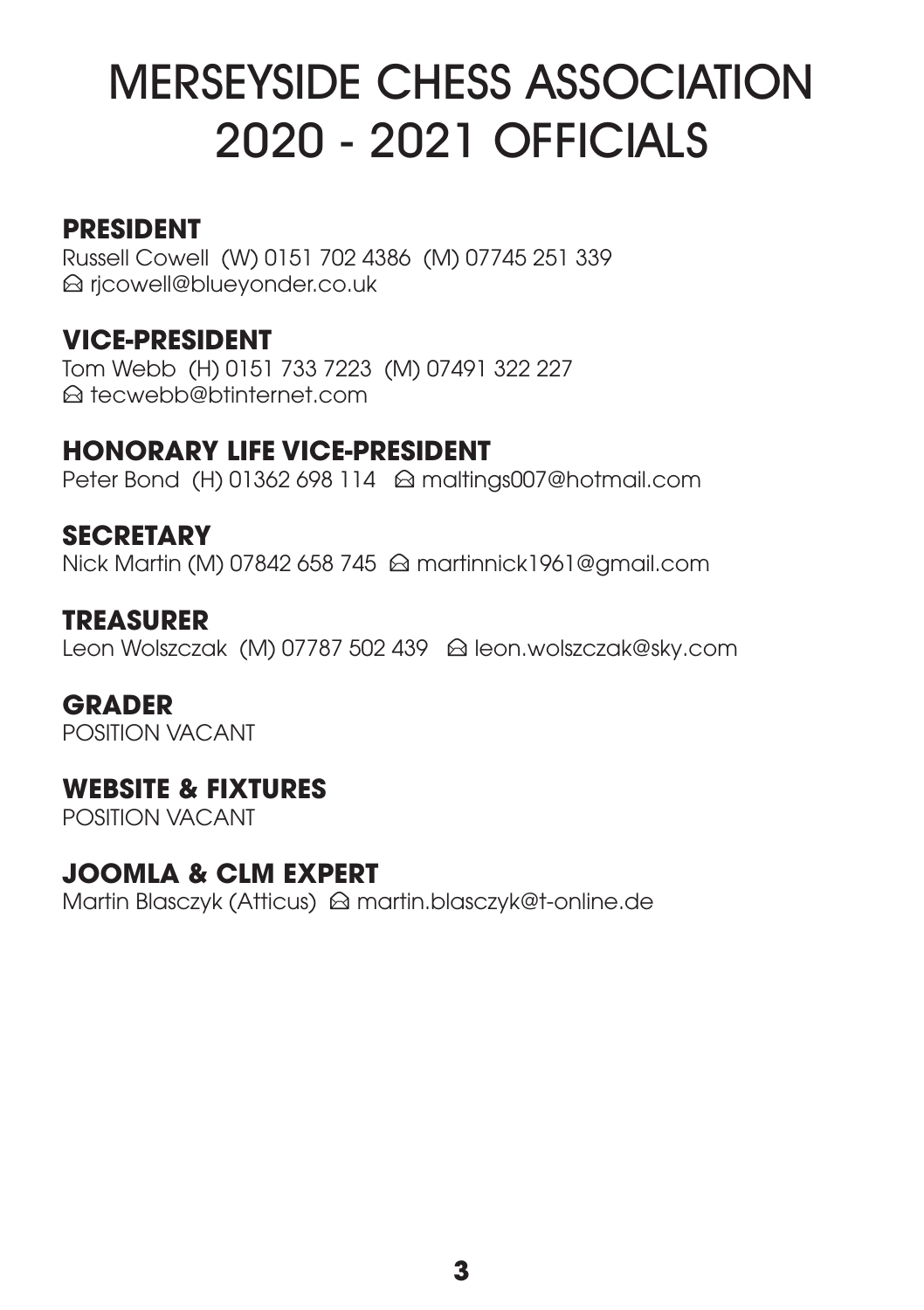# MERSEYSIDE CHESS ASSOCIATION 2020 - 2021 OFFICIALS

## PRESIDENT

Russell Cowell (W) 0151 702 4386 (M) 07745 251 339
✉ rjcowell@blueyonder.co.uk

## VICE-PRESIDENT

Tom Webb (H) 0151 733 7223 (M) 07491 322 227
✉ tecwebb@btinternet.com

## HONORARY LIFE VICE-PRESIDENT

Peter Bond (H) 01362 698 114 ✉ maltings007@hotmail.com

## SECRETARY

Nick Martin (M) 07842 658 745 ✉ martinnick1961@gmail.com

## TREASURER

Leon Wolszczak (M) 07787 502 439 ✉ leon.wolszczak@sky.com

## GRADER

POSITION VACANT

## WEBSITE & FIXTURES

POSITION VACANT

## JOOMLA & CLM EXPERT

Martin Blasczyk (Atticus) ✉ martin.blasczyk@t-online.de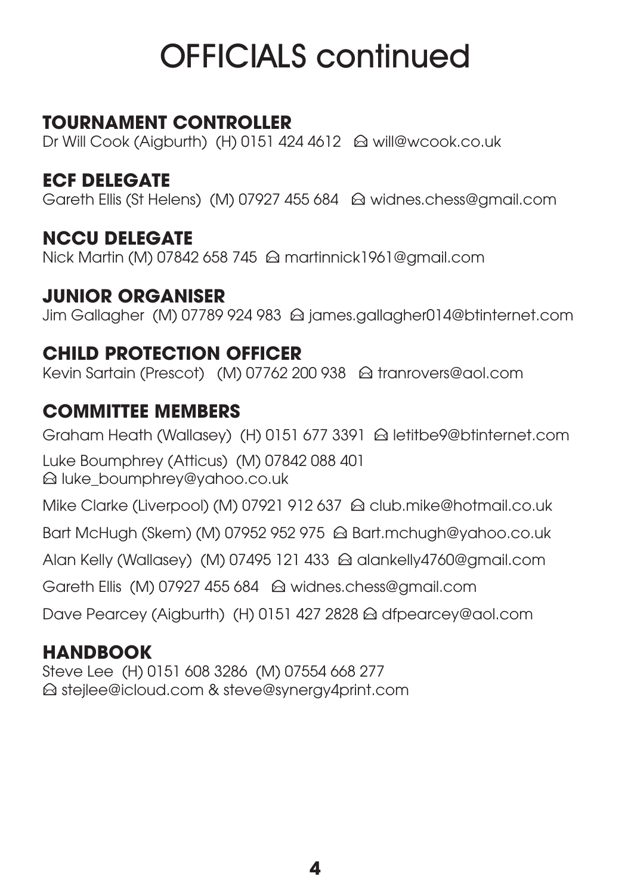# OFFICIALS continued

## TOURNAMENT CONTROLLER

Dr Will Cook (Aigburth) (H) 0151 424 4612 ✉ will@wcook.co.uk

## ECF DELEGATE

Gareth Ellis (St Helens) (M) 07927 455 684 ✉ widnes.chess@gmail.com

## NCCU DELEGATE

Nick Martin (M) 07842 658 745 ✉ martinnick1961@gmail.com

## JUNIOR ORGANISER

Jim Gallagher (M) 07789 924 983 ✉ james.gallagher014@btinternet.com

## CHILD PROTECTION OFFICER

Kevin Sartain (Prescot) (M) 07762 200 938 ✉ tranrovers@aol.com

## COMMITTEE MEMBERS

Graham Heath (Wallasey) (H) 0151 677 3391 ✉ letitbe9@btinternet.com

Luke Boumphrey (Atticus) (M) 07842 088 401
✉ luke_boumphrey@yahoo.co.uk

Mike Clarke (Liverpool) (M) 07921 912 637 ✉ club.mike@hotmail.co.uk

Bart McHugh (Skem) (M) 07952 952 975 ✉ Bart.mchugh@yahoo.co.uk

Alan Kelly (Wallasey) (M) 07495 121 433 ✉ alankelly4760@gmail.com

Gareth Ellis (M) 07927 455 684 ✉ widnes.chess@gmail.com

Dave Pearcey (Aigburth) (H) 0151 427 2828 ✉ dfpearcey@aol.com

## HANDBOOK

Steve Lee (H) 0151 608 3286 (M) 07554 668 277
✉ stejlee@icloud.com & steve@synergy4print.com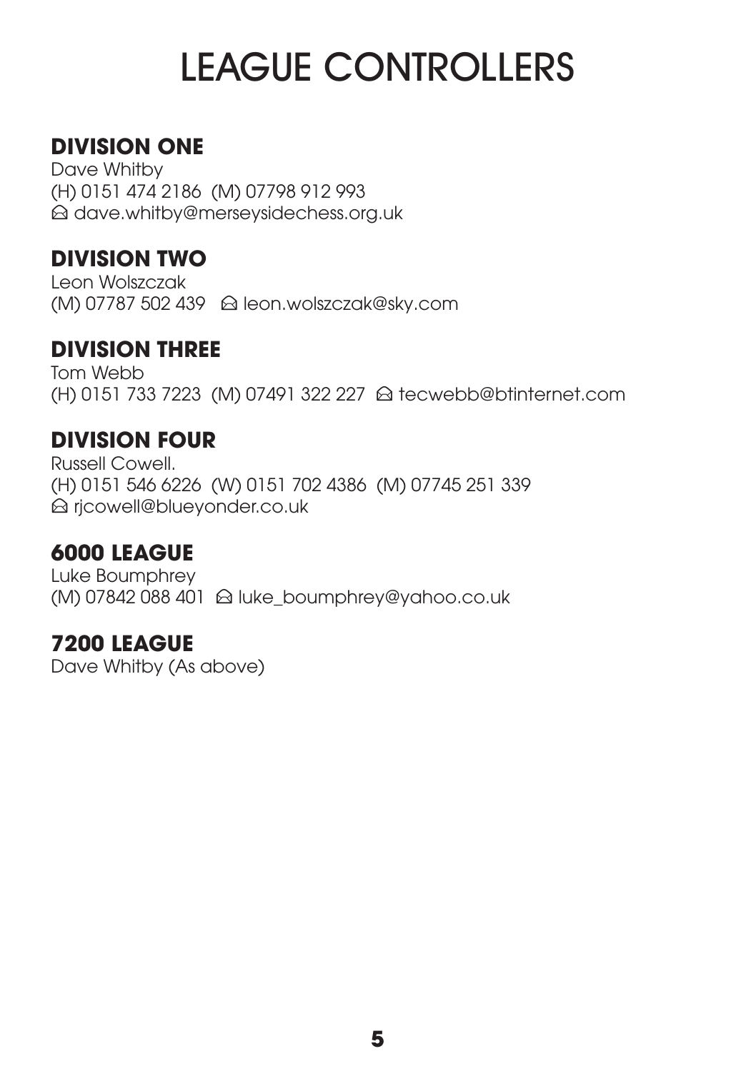# LEAGUE CONTROLLERS

## DIVISION ONE

Dave Whitby
(H) 0151 474 2186  (M) 07798 912 993
🖂 dave.whitby@merseysidechess.org.uk

## DIVISION TWO

Leon Wolszczak
(M) 07787 502 439  🖂 leon.wolszczak@sky.com

## DIVISION THREE

Tom Webb
(H) 0151 733 7223  (M) 07491 322 227  🖂 tecwebb@btinternet.com

## DIVISION FOUR

Russell Cowell.
(H) 0151 546 6226  (W) 0151 702 4386  (M) 07745 251 339
🖂 rjcowell@blueyonder.co.uk

## 6000 LEAGUE

Luke Boumphrey
(M) 07842 088 401  🖂 luke_boumphrey@yahoo.co.uk

## 7200 LEAGUE

Dave Whitby (As above)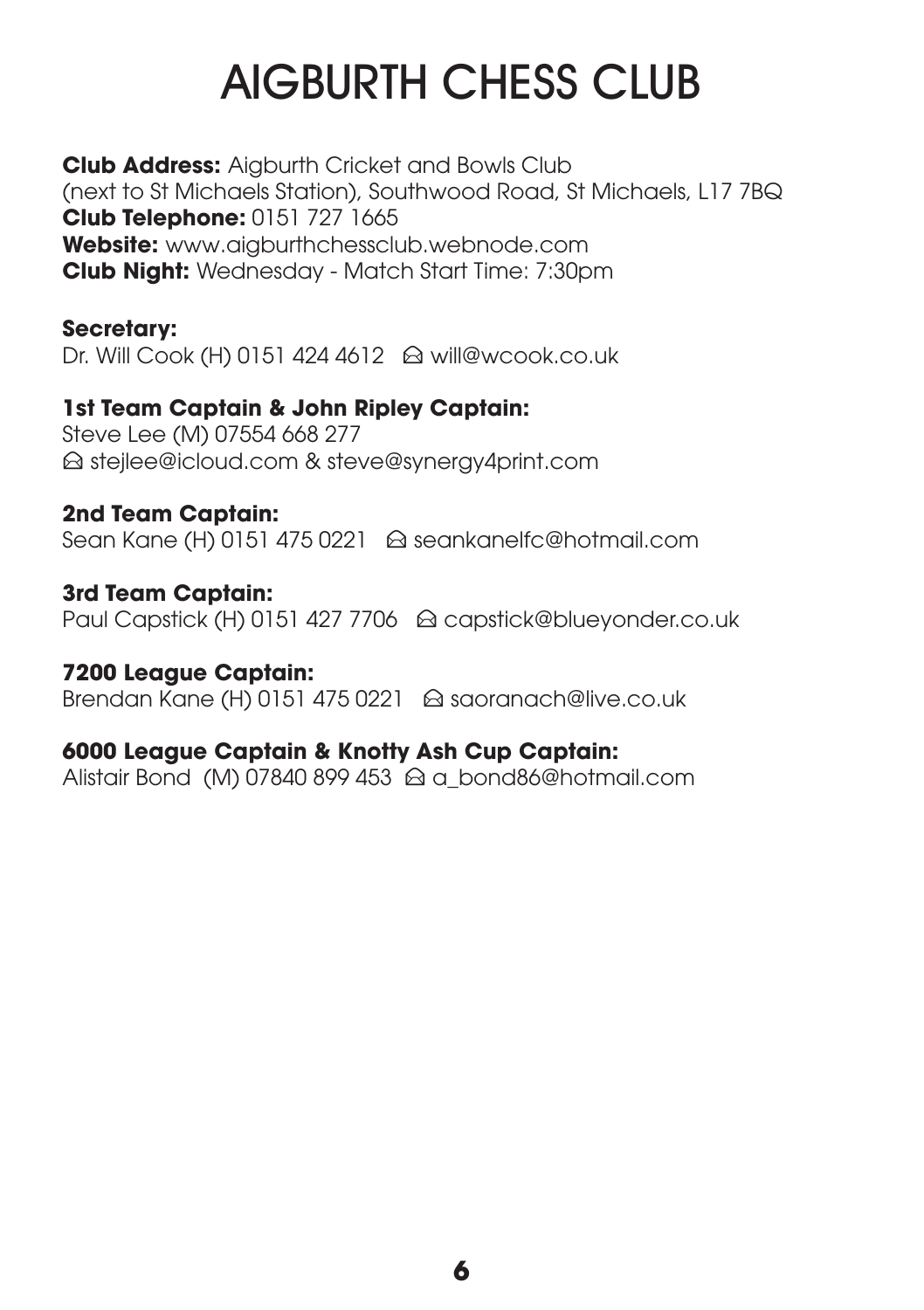# AIGBURTH CHESS CLUB

**Club Address:** Aigburth Cricket and Bowls Club (next to St Michaels Station), Southwood Road, St Michaels, L17 7BQ
**Club Telephone:** 0151 727 1665
**Website:** www.aigburthchessclub.webnode.com
**Club Night:** Wednesday - Match Start Time: 7:30pm

**Secretary:**
Dr. Will Cook (H) 0151 424 4612 🖂 will@wcook.co.uk

**1st Team Captain & John Ripley Captain:**
Steve Lee (M) 07554 668 277
🖂 stejlee@icloud.com & steve@synergy4print.com

**2nd Team Captain:**
Sean Kane (H) 0151 475 0221 🖂 seankanelfc@hotmail.com

**3rd Team Captain:**
Paul Capstick (H) 0151 427 7706 🖂 capstick@blueyonder.co.uk

**7200 League Captain:**
Brendan Kane (H) 0151 475 0221 🖂 saoranach@live.co.uk

**6000 League Captain & Knotty Ash Cup Captain:**
Alistair Bond (M) 07840 899 453 🖂 a_bond86@hotmail.com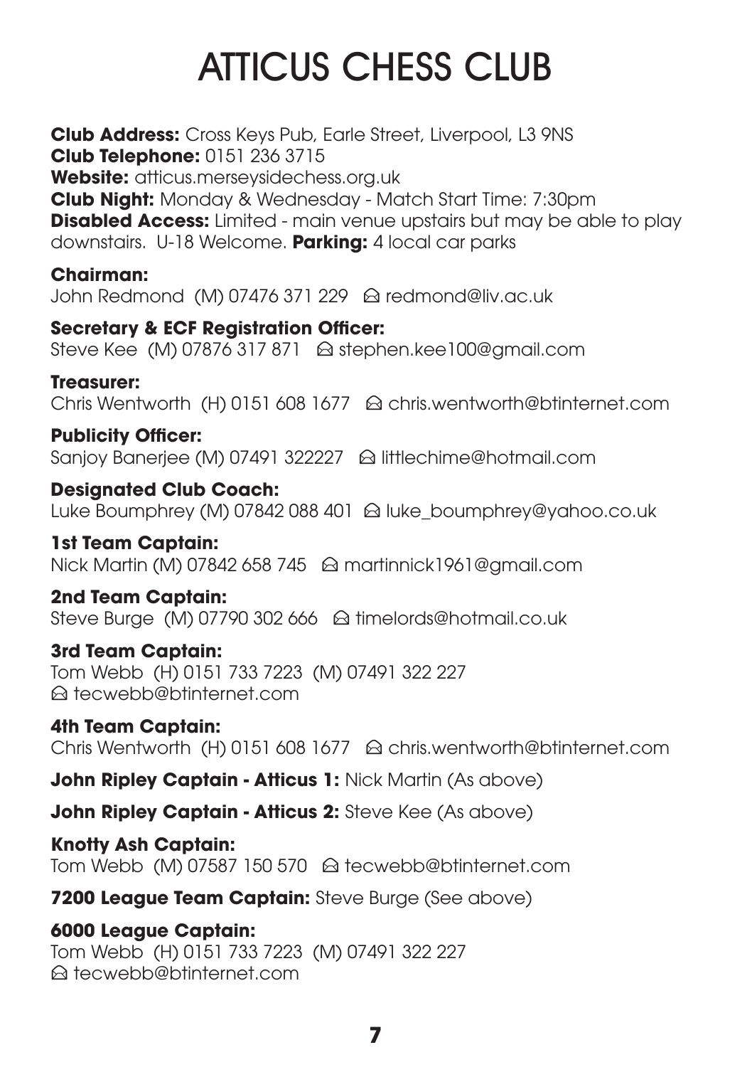# ATTICUS CHESS CLUB

**Club Address:** Cross Keys Pub, Earle Street, Liverpool, L3 9NS
**Club Telephone:** 0151 236 3715
**Website:** atticus.merseysidechess.org.uk
**Club Night:** Monday & Wednesday - Match Start Time: 7:30pm
**Disabled Access:** Limited - main venue upstairs but may be able to play downstairs. U-18 Welcome. **Parking:** 4 local car parks

**Chairman:**
John Redmond (M) 07476 371 229 ✉ redmond@liv.ac.uk

**Secretary & ECF Registration Officer:**
Steve Kee (M) 07876 317 871 ✉ stephen.kee100@gmail.com

**Treasurer:**
Chris Wentworth (H) 0151 608 1677 ✉ chris.wentworth@btinternet.com

**Publicity Officer:**
Sanjoy Banerjee (M) 07491 322227 ✉ littlechime@hotmail.com

**Designated Club Coach:**
Luke Boumphrey (M) 07842 088 401 ✉ luke_boumphrey@yahoo.co.uk

**1st Team Captain:**
Nick Martin (M) 07842 658 745 ✉ martinnick1961@gmail.com

**2nd Team Captain:**
Steve Burge (M) 07790 302 666 ✉ timelords@hotmail.co.uk

**3rd Team Captain:**
Tom Webb (H) 0151 733 7223 (M) 07491 322 227
✉ tecwebb@btinternet.com

**4th Team Captain:**
Chris Wentworth (H) 0151 608 1677 ✉ chris.wentworth@btinternet.com

**John Ripley Captain - Atticus 1:** Nick Martin (As above)

**John Ripley Captain - Atticus 2:** Steve Kee (As above)

**Knotty Ash Captain:**
Tom Webb (M) 07587 150 570 ✉ tecwebb@btinternet.com

**7200 League Team Captain:** Steve Burge (See above)

**6000 League Captain:**
Tom Webb (H) 0151 733 7223 (M) 07491 322 227
✉ tecwebb@btinternet.com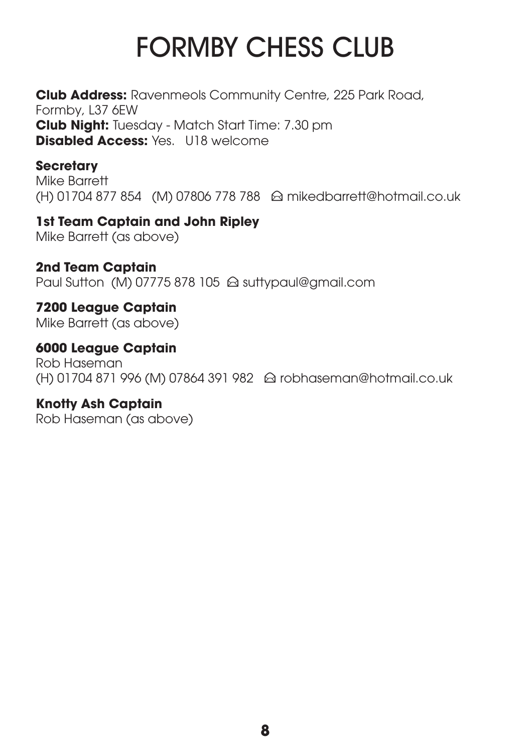# FORMBY CHESS CLUB

**Club Address:** Ravenmeols Community Centre, 225 Park Road, Formby, L37 6EW
**Club Night:** Tuesday - Match Start Time: 7.30 pm
**Disabled Access:** Yes. U18 welcome

**Secretary**
Mike Barrett
(H) 01704 877 854 (M) 07806 778 788 ✉ mikedbarrett@hotmail.co.uk

**1st Team Captain and John Ripley**
Mike Barrett (as above)

**2nd Team Captain**
Paul Sutton (M) 07775 878 105 ✉ suttypaul@gmail.com

**7200 League Captain**
Mike Barrett (as above)

**6000 League Captain**
Rob Haseman
(H) 01704 871 996 (M) 07864 391 982 ✉ robhaseman@hotmail.co.uk

**Knotty Ash Captain**
Rob Haseman (as above)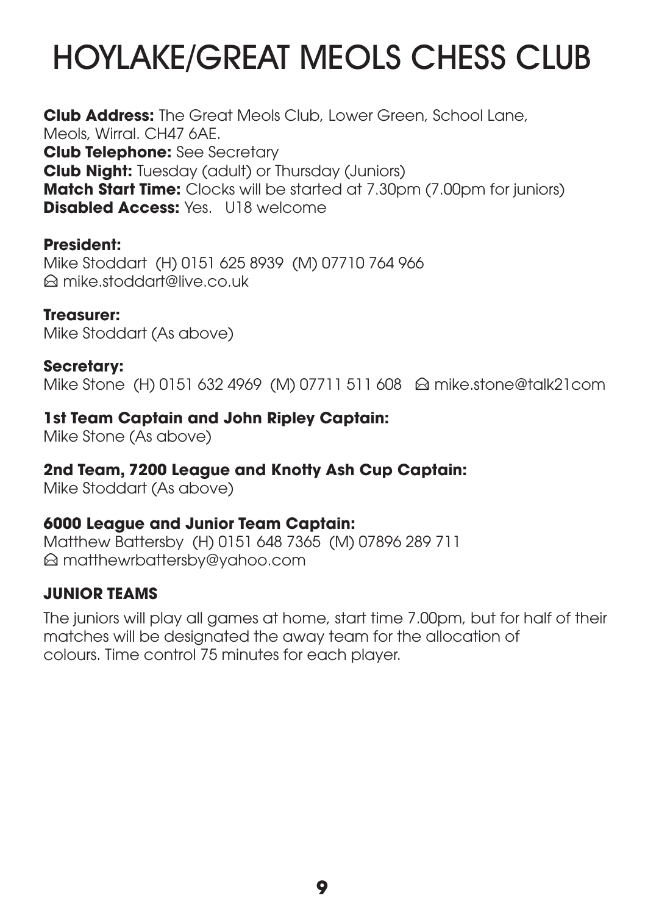# HOYLAKE/GREAT MEOLS CHESS CLUB

**Club Address:** The Great Meols Club, Lower Green, School Lane, Meols, Wirral. CH47 6AE.
**Club Telephone:** See Secretary
**Club Night:** Tuesday (adult) or Thursday (Juniors)
**Match Start Time:** Clocks will be started at 7.30pm (7.00pm for juniors)
**Disabled Access:** Yes. U18 welcome

**President:**
Mike Stoddart (H) 0151 625 8939 (M) 07710 764 966
✉ mike.stoddart@live.co.uk

**Treasurer:**
Mike Stoddart (As above)

**Secretary:**
Mike Stone (H) 0151 632 4969 (M) 07711 511 608 ✉ mike.stone@talk21com

**1st Team Captain and John Ripley Captain:**
Mike Stone (As above)

**2nd Team, 7200 League and Knotty Ash Cup Captain:**
Mike Stoddart (As above)

**6000 League and Junior Team Captain:**
Matthew Battersby (H) 0151 648 7365 (M) 07896 289 711
✉ matthewrbattersby@yahoo.com

**JUNIOR TEAMS**

The juniors will play all games at home, start time 7.00pm, but for half of their matches will be designated the away team for the allocation of colours. Time control 75 minutes for each player.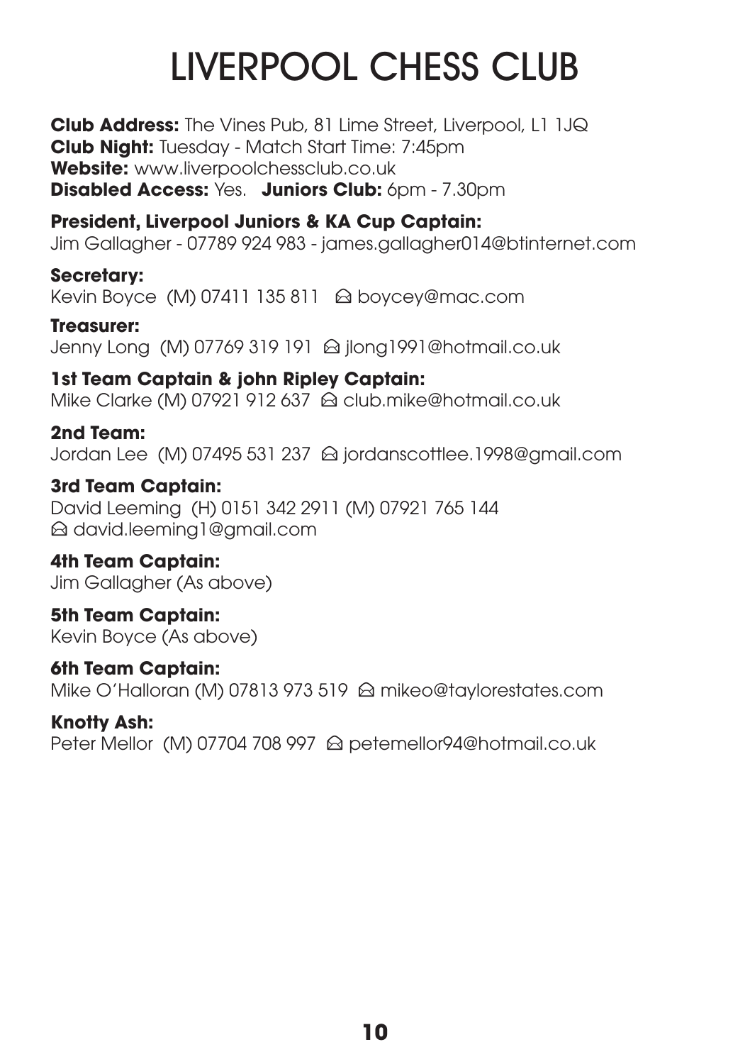# LIVERPOOL CHESS CLUB

**Club Address:** The Vines Pub, 81 Lime Street, Liverpool, L1 1JQ
**Club Night:** Tuesday - Match Start Time: 7:45pm
**Website:** www.liverpoolchessclub.co.uk
**Disabled Access:** Yes. **Juniors Club:** 6pm - 7.30pm

**President, Liverpool Juniors & KA Cup Captain:**
Jim Gallagher - 07789 924 983 - james.gallagher014@btinternet.com

**Secretary:**
Kevin Boyce (M) 07411 135 811 🖂 boycey@mac.com

**Treasurer:**
Jenny Long (M) 07769 319 191 🖂 jlong1991@hotmail.co.uk

**1st Team Captain & john Ripley Captain:**
Mike Clarke (M) 07921 912 637 🖂 club.mike@hotmail.co.uk

**2nd Team:**
Jordan Lee (M) 07495 531 237 🖂 jordanscottlee.1998@gmail.com

**3rd Team Captain:**
David Leeming (H) 0151 342 2911 (M) 07921 765 144
🖂 david.leeming1@gmail.com

**4th Team Captain:**
Jim Gallagher (As above)

**5th Team Captain:**
Kevin Boyce (As above)

**6th Team Captain:**
Mike O'Halloran (M) 07813 973 519 🖂 mikeo@taylorestates.com

**Knotty Ash:**
Peter Mellor (M) 07704 708 997 🖂 petemellor94@hotmail.co.uk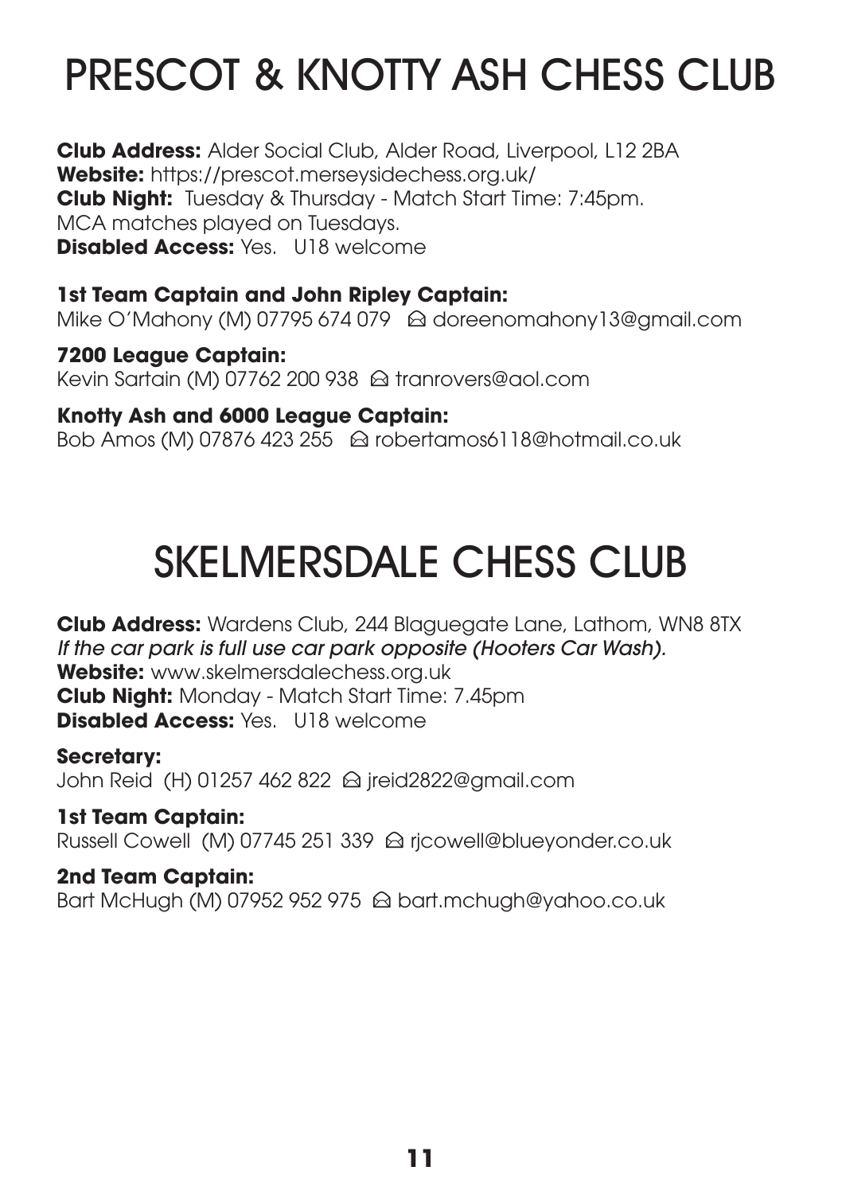# PRESCOT & KNOTTY ASH CHESS CLUB

**Club Address:** Alder Social Club, Alder Road, Liverpool, L12 2BA
**Website:** https://prescot.merseysidechess.org.uk/
**Club Night:** Tuesday & Thursday - Match Start Time: 7:45pm.
MCA matches played on Tuesdays.
**Disabled Access:** Yes. U18 welcome

**1st Team Captain and John Ripley Captain:**
Mike O'Mahony (M) 07795 674 079 ✉ doreenomahony13@gmail.com

**7200 League Captain:**
Kevin Sartain (M) 07762 200 938 ✉ tranrovers@aol.com

**Knotty Ash and 6000 League Captain:**
Bob Amos (M) 07876 423 255 ✉ robertamos6118@hotmail.co.uk

# SKELMERSDALE CHESS CLUB

**Club Address:** Wardens Club, 244 Blaguegate Lane, Lathom, WN8 8TX
*If the car park is full use car park opposite (Hooters Car Wash).*
**Website:** www.skelmersdalechess.org.uk
**Club Night:** Monday - Match Start Time: 7.45pm
**Disabled Access:** Yes. U18 welcome

**Secretary:**
John Reid (H) 01257 462 822 ✉ jreid2822@gmail.com

**1st Team Captain:**
Russell Cowell (M) 07745 251 339 ✉ rjcowell@blueyonder.co.uk

**2nd Team Captain:**
Bart McHugh (M) 07952 952 975 ✉ bart.mchugh@yahoo.co.uk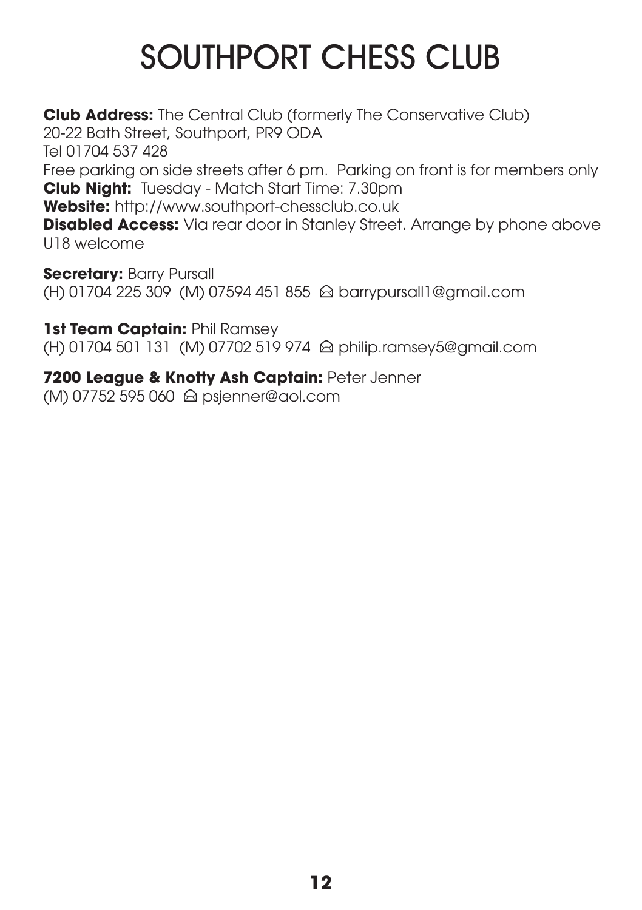# SOUTHPORT CHESS CLUB

**Club Address:** The Central Club (formerly The Conservative Club)
20-22 Bath Street, Southport, PR9 ODA
Tel 01704 537 428
Free parking on side streets after 6 pm. Parking on front is for members only
**Club Night:** Tuesday - Match Start Time: 7.30pm
**Website:** http://www.southport-chessclub.co.uk
**Disabled Access:** Via rear door in Stanley Street. Arrange by phone above
U18 welcome

**Secretary:** Barry Pursall
(H) 01704 225 309 (M) 07594 451 855 ✉ barrypursall1@gmail.com

**1st Team Captain:** Phil Ramsey
(H) 01704 501 131 (M) 07702 519 974 ✉ philip.ramsey5@gmail.com

**7200 League & Knotty Ash Captain:** Peter Jenner
(M) 07752 595 060 ✉ psjenner@aol.com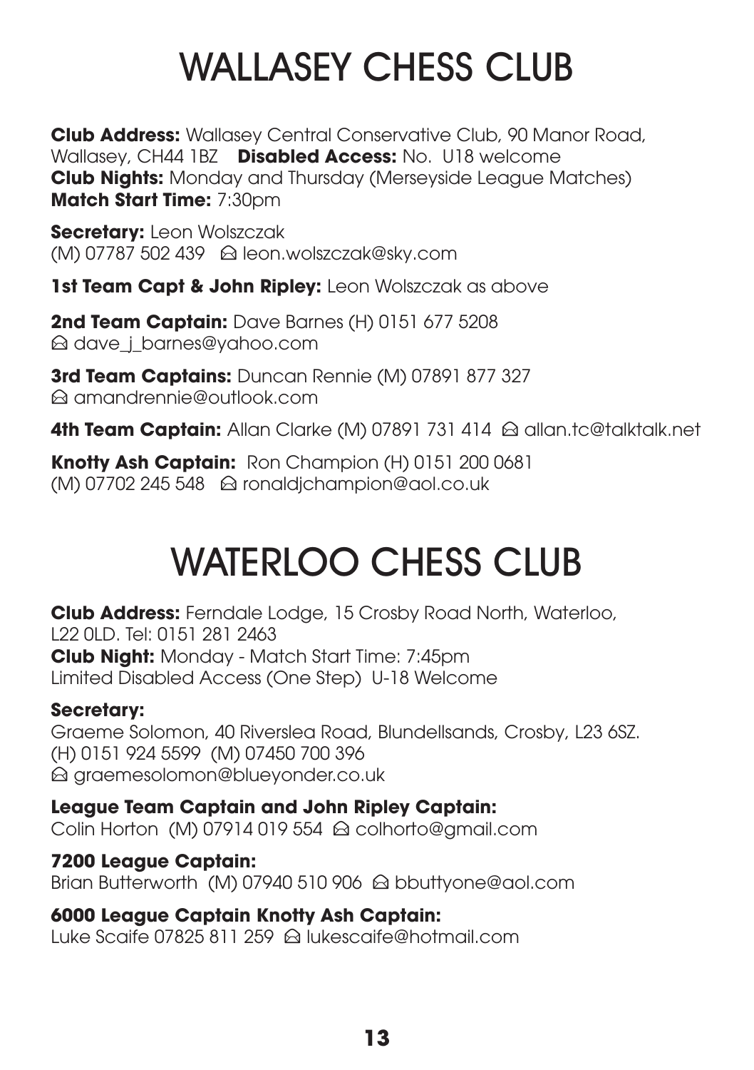# WALLASEY CHESS CLUB

**Club Address:** Wallasey Central Conservative Club, 90 Manor Road, Wallasey, CH44 1BZ **Disabled Access:** No. U18 welcome
**Club Nights:** Monday and Thursday (Merseyside League Matches)
**Match Start Time:** 7:30pm

**Secretary:** Leon Wolszczak
(M) 07787 502 439 ✉ leon.wolszczak@sky.com

**1st Team Capt & John Ripley:** Leon Wolszczak as above

**2nd Team Captain:** Dave Barnes (H) 0151 677 5208
✉ dave_j_barnes@yahoo.com

**3rd Team Captains:** Duncan Rennie (M) 07891 877 327
✉ amandrennie@outlook.com

**4th Team Captain:** Allan Clarke (M) 07891 731 414 ✉ allan.tc@talktalk.net

**Knotty Ash Captain:** Ron Champion (H) 0151 200 0681
(M) 07702 245 548 ✉ ronaldjchampion@aol.co.uk

# WATERLOO CHESS CLUB

**Club Address:** Ferndale Lodge, 15 Crosby Road North, Waterloo, L22 0LD. Tel: 0151 281 2463
**Club Night:** Monday - Match Start Time: 7:45pm
Limited Disabled Access (One Step) U-18 Welcome

**Secretary:**
Graeme Solomon, 40 Riverslea Road, Blundellsands, Crosby, L23 6SZ.
(H) 0151 924 5599 (M) 07450 700 396
✉ graemesolomon@blueyonder.co.uk

**League Team Captain and John Ripley Captain:**
Colin Horton (M) 07914 019 554 ✉ colhorto@gmail.com

**7200 League Captain:**
Brian Butterworth (M) 07940 510 906 ✉ bbuttyone@aol.com

**6000 League Captain Knotty Ash Captain:**
Luke Scaife 07825 811 259 ✉ lukescaife@hotmail.com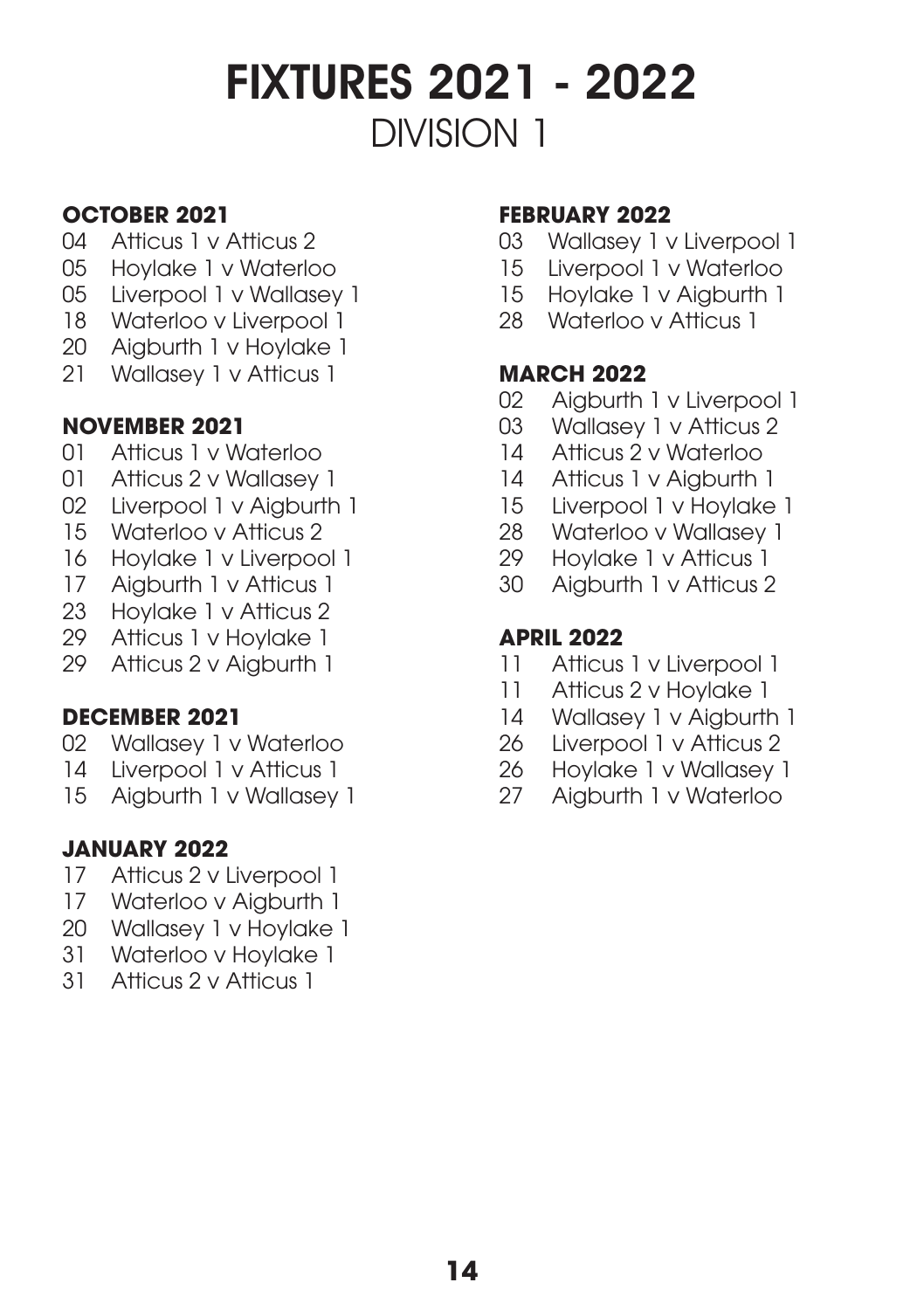# FIXTURES 2021 - 2022

## DIVISION 1

### OCTOBER 2021

04 Atticus 1 v Atticus 2
05 Hoylake 1 v Waterloo
05 Liverpool 1 v Wallasey 1
18 Waterloo v Liverpool 1
20 Aigburth 1 v Hoylake 1
21 Wallasey 1 v Atticus 1

### NOVEMBER 2021

01 Atticus 1 v Waterloo
01 Atticus 2 v Wallasey 1
02 Liverpool 1 v Aigburth 1
15 Waterloo v Atticus 2
16 Hoylake 1 v Liverpool 1
17 Aigburth 1 v Atticus 1
23 Hoylake 1 v Atticus 2
29 Atticus 1 v Hoylake 1
29 Atticus 2 v Aigburth 1

### DECEMBER 2021

02 Wallasey 1 v Waterloo
14 Liverpool 1 v Atticus 1
15 Aigburth 1 v Wallasey 1

### JANUARY 2022

17 Atticus 2 v Liverpool 1
17 Waterloo v Aigburth 1
20 Wallasey 1 v Hoylake 1
31 Waterloo v Hoylake 1
31 Atticus 2 v Atticus 1

### FEBRUARY 2022

03 Wallasey 1 v Liverpool 1
15 Liverpool 1 v Waterloo
15 Hoylake 1 v Aigburth 1
28 Waterloo v Atticus 1

### MARCH 2022

02 Aigburth 1 v Liverpool 1
03 Wallasey 1 v Atticus 2
14 Atticus 2 v Waterloo
14 Atticus 1 v Aigburth 1
15 Liverpool 1 v Hoylake 1
28 Waterloo v Wallasey 1
29 Hoylake 1 v Atticus 1
30 Aigburth 1 v Atticus 2

### APRIL 2022

11 Atticus 1 v Liverpool 1
11 Atticus 2 v Hoylake 1
14 Wallasey 1 v Aigburth 1
26 Liverpool 1 v Atticus 2
26 Hoylake 1 v Wallasey 1
27 Aigburth 1 v Waterloo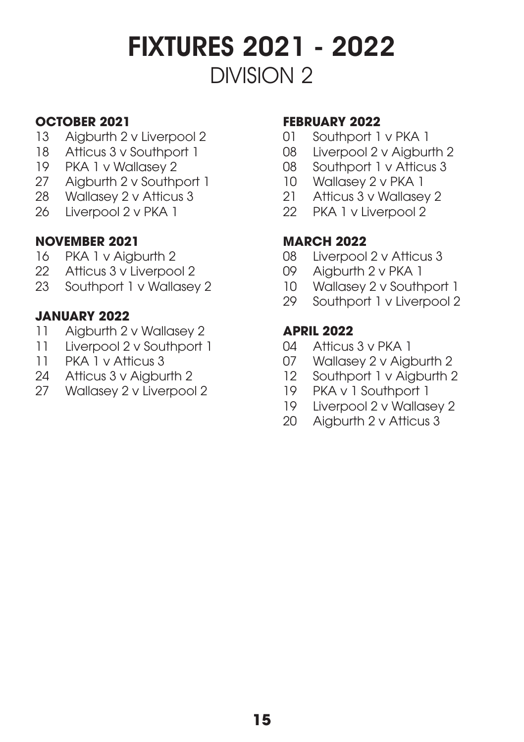# FIXTURES 2021 - 2022

## DIVISION 2

### OCTOBER 2021

13 Aigburth 2 v Liverpool 2
18 Atticus 3 v Southport 1
19 PKA 1 v Wallasey 2
27 Aigburth 2 v Southport 1
28 Wallasey 2 v Atticus 3
26 Liverpool 2 v PKA 1

### NOVEMBER 2021

16 PKA 1 v Aigburth 2
22 Atticus 3 v Liverpool 2
23 Southport 1 v Wallasey 2

### JANUARY 2022

11 Aigburth 2 v Wallasey 2
11 Liverpool 2 v Southport 1
11 PKA 1 v Atticus 3
24 Atticus 3 v Aigburth 2
27 Wallasey 2 v Liverpool 2

### FEBRUARY 2022

01 Southport 1 v PKA 1
08 Liverpool 2 v Aigburth 2
08 Southport 1 v Atticus 3
10 Wallasey 2 v PKA 1
21 Atticus 3 v Wallasey 2
22 PKA 1 v Liverpool 2

### MARCH 2022

08 Liverpool 2 v Atticus 3
09 Aigburth 2 v PKA 1
10 Wallasey 2 v Southport 1
29 Southport 1 v Liverpool 2

### APRIL 2022

04 Atticus 3 v PKA 1
07 Wallasey 2 v Aigburth 2
12 Southport 1 v Aigburth 2
19 PKA v 1 Southport 1
19 Liverpool 2 v Wallasey 2
20 Aigburth 2 v Atticus 3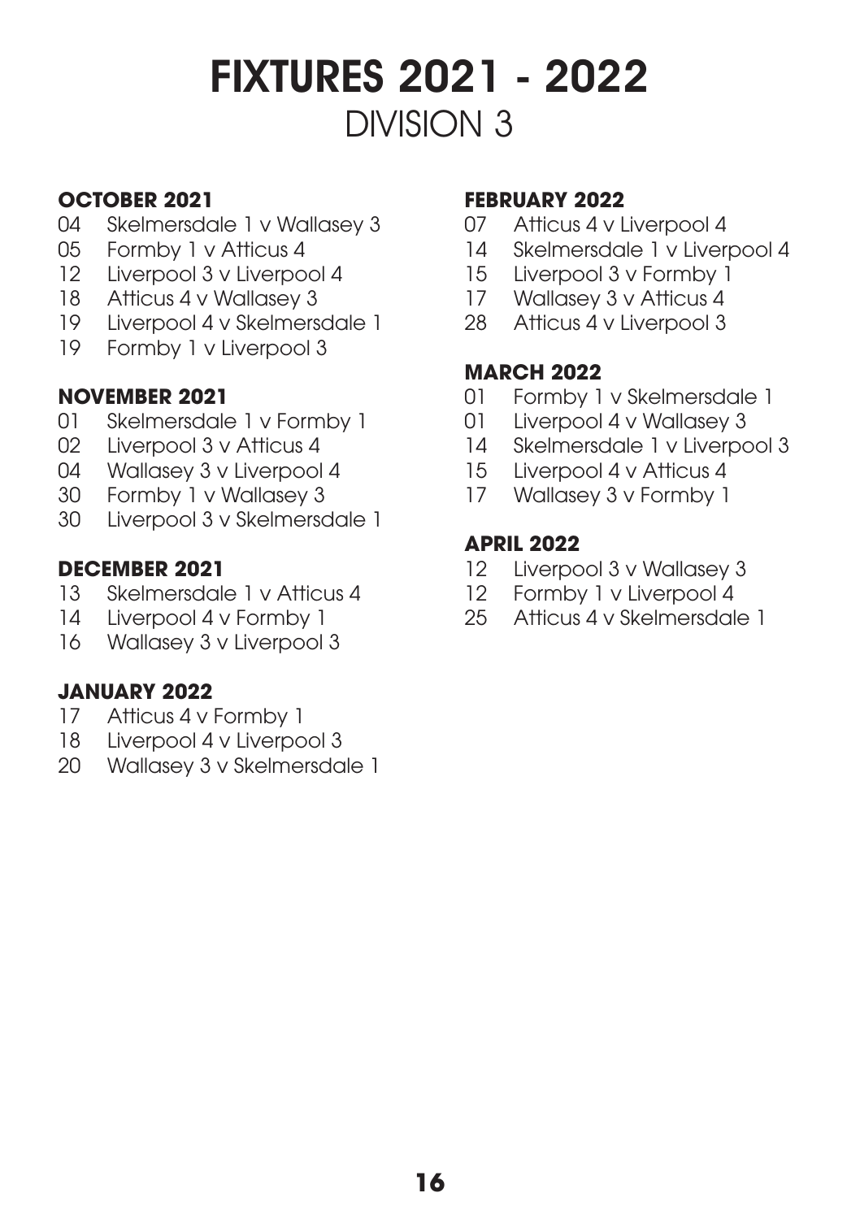# FIXTURES 2021 - 2022

## DIVISION 3

### OCTOBER 2021

04 Skelmersdale 1 v Wallasey 3
05 Formby 1 v Atticus 4
12 Liverpool 3 v Liverpool 4
18 Atticus 4 v Wallasey 3
19 Liverpool 4 v Skelmersdale 1
19 Formby 1 v Liverpool 3

### NOVEMBER 2021

01 Skelmersdale 1 v Formby 1
02 Liverpool 3 v Atticus 4
04 Wallasey 3 v Liverpool 4
30 Formby 1 v Wallasey 3
30 Liverpool 3 v Skelmersdale 1

### DECEMBER 2021

13 Skelmersdale 1 v Atticus 4
14 Liverpool 4 v Formby 1
16 Wallasey 3 v Liverpool 3

### JANUARY 2022

17 Atticus 4 v Formby 1
18 Liverpool 4 v Liverpool 3
20 Wallasey 3 v Skelmersdale 1

### FEBRUARY 2022

07 Atticus 4 v Liverpool 4
14 Skelmersdale 1 v Liverpool 4
15 Liverpool 3 v Formby 1
17 Wallasey 3 v Atticus 4
28 Atticus 4 v Liverpool 3

### MARCH 2022

01 Formby 1 v Skelmersdale 1
01 Liverpool 4 v Wallasey 3
14 Skelmersdale 1 v Liverpool 3
15 Liverpool 4 v Atticus 4
17 Wallasey 3 v Formby 1

### APRIL 2022

12 Liverpool 3 v Wallasey 3
12 Formby 1 v Liverpool 4
25 Atticus 4 v Skelmersdale 1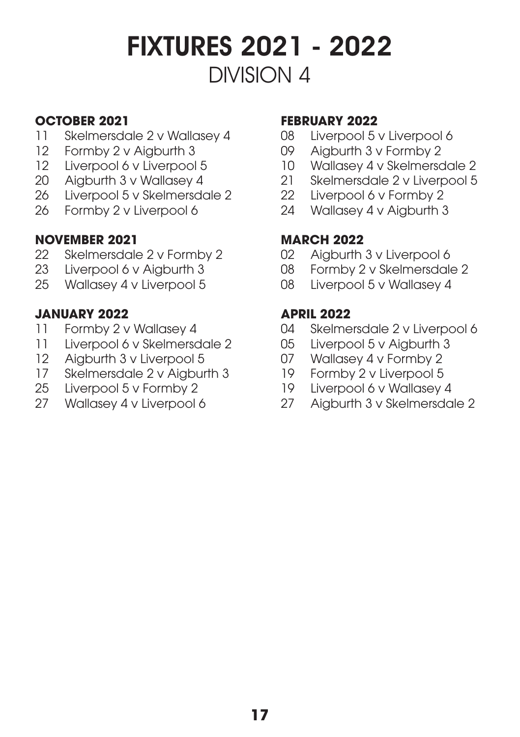# FIXTURES 2021 - 2022

## DIVISION 4

**OCTOBER 2021**

11 Skelmersdale 2 v Wallasey 4
12 Formby 2 v Aigburth 3
12 Liverpool 6 v Liverpool 5
20 Aigburth 3 v Wallasey 4
26 Liverpool 5 v Skelmersdale 2
26 Formby 2 v Liverpool 6

**NOVEMBER 2021**

22 Skelmersdale 2 v Formby 2
23 Liverpool 6 v Aigburth 3
25 Wallasey 4 v Liverpool 5

**JANUARY 2022**

11 Formby 2 v Wallasey 4
11 Liverpool 6 v Skelmersdale 2
12 Aigburth 3 v Liverpool 5
17 Skelmersdale 2 v Aigburth 3
25 Liverpool 5 v Formby 2
27 Wallasey 4 v Liverpool 6

**FEBRUARY 2022**

08 Liverpool 5 v Liverpool 6
09 Aigburth 3 v Formby 2
10 Wallasey 4 v Skelmersdale 2
21 Skelmersdale 2 v Liverpool 5
22 Liverpool 6 v Formby 2
24 Wallasey 4 v Aigburth 3

**MARCH 2022**

02 Aigburth 3 v Liverpool 6
08 Formby 2 v Skelmersdale 2
08 Liverpool 5 v Wallasey 4

**APRIL 2022**

04 Skelmersdale 2 v Liverpool 6
05 Liverpool 5 v Aigburth 3
07 Wallasey 4 v Formby 2
19 Formby 2 v Liverpool 5
19 Liverpool 6 v Wallasey 4
27 Aigburth 3 v Skelmersdale 2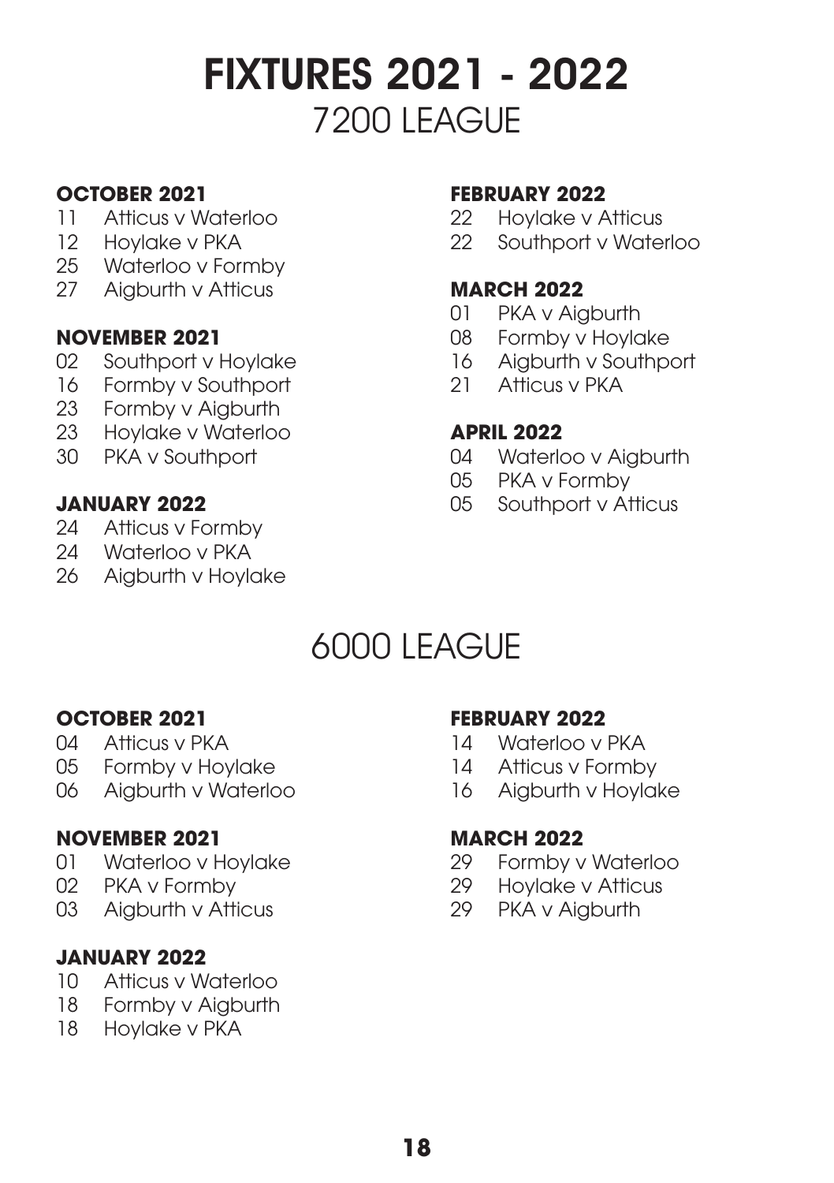# FIXTURES 2021 - 2022

## 7200 LEAGUE

**OCTOBER 2021**

11 Atticus v Waterloo
12 Hoylake v PKA
25 Waterloo v Formby
27 Aigburth v Atticus

**NOVEMBER 2021**

02 Southport v Hoylake
16 Formby v Southport
23 Formby v Aigburth
23 Hoylake v Waterloo
30 PKA v Southport

**JANUARY 2022**

24 Atticus v Formby
24 Waterloo v PKA
26 Aigburth v Hoylake

**FEBRUARY 2022**

22 Hoylake v Atticus
22 Southport v Waterloo

**MARCH 2022**

01 PKA v Aigburth
08 Formby v Hoylake
16 Aigburth v Southport
21 Atticus v PKA

**APRIL 2022**

04 Waterloo v Aigburth
05 PKA v Formby
05 Southport v Atticus

## 6000 LEAGUE

**OCTOBER 2021**

04 Atticus v PKA
05 Formby v Hoylake
06 Aigburth v Waterloo

**NOVEMBER 2021**

01 Waterloo v Hoylake
02 PKA v Formby
03 Aigburth v Atticus

**JANUARY 2022**

10 Atticus v Waterloo
18 Formby v Aigburth
18 Hoylake v PKA

**FEBRUARY 2022**

14 Waterloo v PKA
14 Atticus v Formby
16 Aigburth v Hoylake

**MARCH 2022**

29 Formby v Waterloo
29 Hoylake v Atticus
29 PKA v Aigburth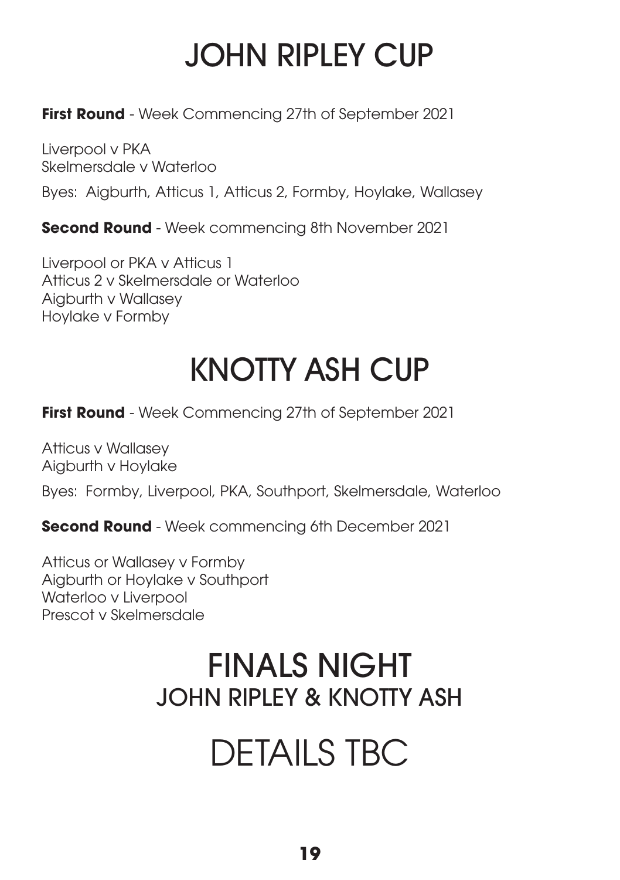# JOHN RIPLEY CUP

**First Round** - Week Commencing 27th of September 2021

Liverpool v PKA
Skelmersdale v Waterloo

Byes: Aigburth, Atticus 1, Atticus 2, Formby, Hoylake, Wallasey

**Second Round** - Week commencing 8th November 2021

Liverpool or PKA v Atticus 1
Atticus 2 v Skelmersdale or Waterloo
Aigburth v Wallasey
Hoylake v Formby

# KNOTTY ASH CUP

**First Round** - Week Commencing 27th of September 2021

Atticus v Wallasey
Aigburth v Hoylake

Byes: Formby, Liverpool, PKA, Southport, Skelmersdale, Waterloo

**Second Round** - Week commencing 6th December 2021

Atticus or Wallasey v Formby
Aigburth or Hoylake v Southport
Waterloo v Liverpool
Prescot v Skelmersdale

# FINALS NIGHT
## JOHN RIPLEY & KNOTTY ASH

# DETAILS TBC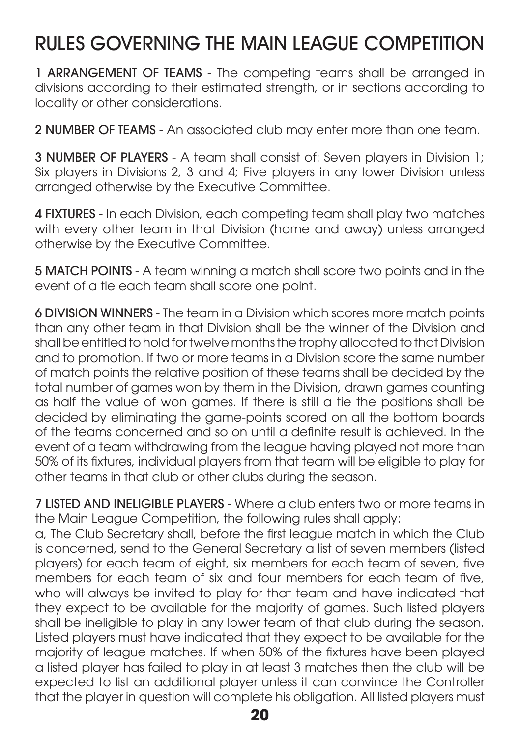# RULES GOVERNING THE MAIN LEAGUE COMPETITION

**1 ARRANGEMENT OF TEAMS** - The competing teams shall be arranged in divisions according to their estimated strength, or in sections according to locality or other considerations.

**2 NUMBER OF TEAMS** - An associated club may enter more than one team.

**3 NUMBER OF PLAYERS** - A team shall consist of: Seven players in Division 1; Six players in Divisions 2, 3 and 4; Five players in any lower Division unless arranged otherwise by the Executive Committee.

**4 FIXTURES** - In each Division, each competing team shall play two matches with every other team in that Division (home and away) unless arranged otherwise by the Executive Committee.

**5 MATCH POINTS** - A team winning a match shall score two points and in the event of a tie each team shall score one point.

**6 DIVISION WINNERS** - The team in a Division which scores more match points than any other team in that Division shall be the winner of the Division and shall be entitled to hold for twelve months the trophy allocated to that Division and to promotion. If two or more teams in a Division score the same number of match points the relative position of these teams shall be decided by the total number of games won by them in the Division, drawn games counting as half the value of won games. If there is still a tie the positions shall be decided by eliminating the game-points scored on all the bottom boards of the teams concerned and so on until a definite result is achieved. In the event of a team withdrawing from the league having played not more than 50% of its fixtures, individual players from that team will be eligible to play for other teams in that club or other clubs during the season.

**7 LISTED AND INELIGIBLE PLAYERS** - Where a club enters two or more teams in the Main League Competition, the following rules shall apply:

a, The Club Secretary shall, before the first league match in which the Club is concerned, send to the General Secretary a list of seven members (listed players) for each team of eight, six members for each team of seven, five members for each team of six and four members for each team of five, who will always be invited to play for that team and have indicated that they expect to be available for the majority of games. Such listed players shall be ineligible to play in any lower team of that club during the season. Listed players must have indicated that they expect to be available for the majority of league matches. If when 50% of the fixtures have been played a listed player has failed to play in at least 3 matches then the club will be expected to list an additional player unless it can convince the Controller that the player in question will complete his obligation. All listed players must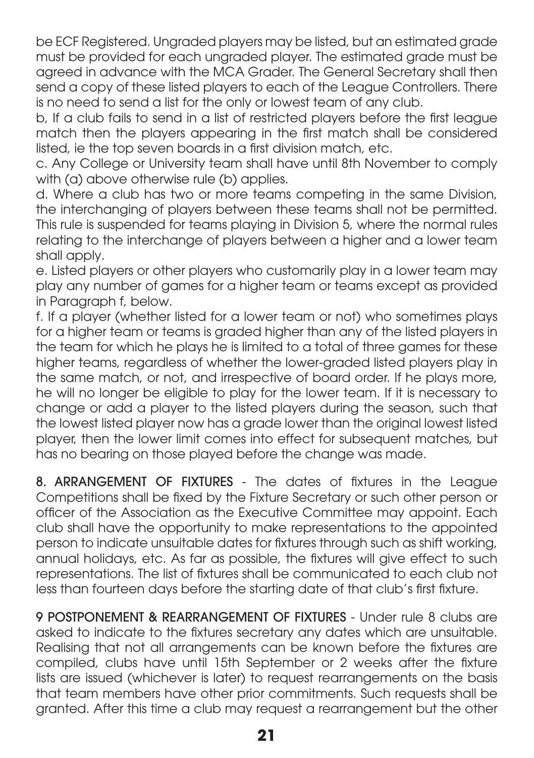be ECF Registered. Ungraded players may be listed, but an estimated grade must be provided for each ungraded player. The estimated grade must be agreed in advance with the MCA Grader. The General Secretary shall then send a copy of these listed players to each of the League Controllers. There is no need to send a list for the only or lowest team of any club.

b, If a club fails to send in a list of restricted players before the first league match then the players appearing in the first match shall be considered listed, ie the top seven boards in a first division match, etc.

c. Any College or University team shall have until 8th November to comply with (a) above otherwise rule (b) applies.

d. Where a club has two or more teams competing in the same Division, the interchanging of players between these teams shall not be permitted. This rule is suspended for teams playing in Division 5, where the normal rules relating to the interchange of players between a higher and a lower team shall apply.

e. Listed players or other players who customarily play in a lower team may play any number of games for a higher team or teams except as provided in Paragraph f, below.

f. If a player (whether listed for a lower team or not) who sometimes plays for a higher team or teams is graded higher than any of the listed players in the team for which he plays he is limited to a total of three games for these higher teams, regardless of whether the lower-graded listed players play in the same match, or not, and irrespective of board order. If he plays more, he will no longer be eligible to play for the lower team. If it is necessary to change or add a player to the listed players during the season, such that the lowest listed player now has a grade lower than the original lowest listed player, then the lower limit comes into effect for subsequent matches, but has no bearing on those played before the change was made.

**8. ARRANGEMENT OF FIXTURES** - The dates of fixtures in the League Competitions shall be fixed by the Fixture Secretary or such other person or officer of the Association as the Executive Committee may appoint. Each club shall have the opportunity to make representations to the appointed person to indicate unsuitable dates for fixtures through such as shift working, annual holidays, etc. As far as possible, the fixtures will give effect to such representations. The list of fixtures shall be communicated to each club not less than fourteen days before the starting date of that club's first fixture.

**9 POSTPONEMENT & REARRANGEMENT OF FIXTURES** - Under rule 8 clubs are asked to indicate to the fixtures secretary any dates which are unsuitable. Realising that not all arrangements can be known before the fixtures are compiled, clubs have until 15th September or 2 weeks after the fixture lists are issued (whichever is later) to request rearrangements on the basis that team members have other prior commitments. Such requests shall be granted. After this time a club may request a rearrangement but the other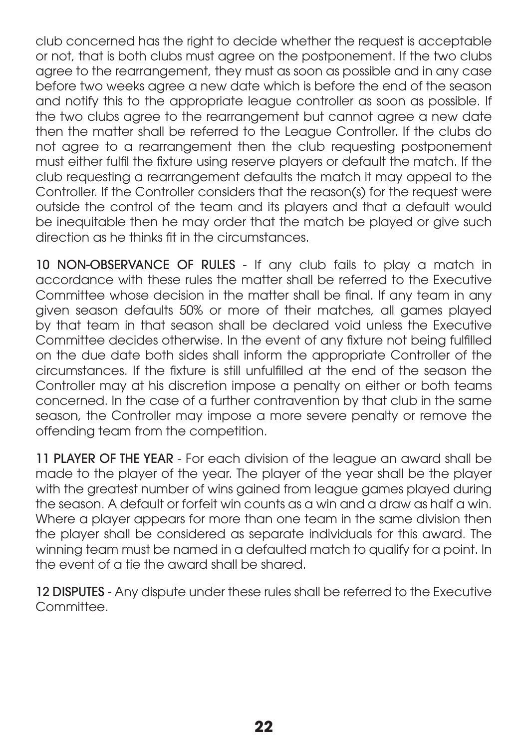club concerned has the right to decide whether the request is acceptable or not, that is both clubs must agree on the postponement. If the two clubs agree to the rearrangement, they must as soon as possible and in any case before two weeks agree a new date which is before the end of the season and notify this to the appropriate league controller as soon as possible. If the two clubs agree to the rearrangement but cannot agree a new date then the matter shall be referred to the League Controller. If the clubs do not agree to a rearrangement then the club requesting postponement must either fulfil the fixture using reserve players or default the match. If the club requesting a rearrangement defaults the match it may appeal to the Controller. If the Controller considers that the reason(s) for the request were outside the control of the team and its players and that a default would be inequitable then he may order that the match be played or give such direction as he thinks fit in the circumstances.

**10 NON-OBSERVANCE OF RULES** - If any club fails to play a match in accordance with these rules the matter shall be referred to the Executive Committee whose decision in the matter shall be final. If any team in any given season defaults 50% or more of their matches, all games played by that team in that season shall be declared void unless the Executive Committee decides otherwise. In the event of any fixture not being fulfilled on the due date both sides shall inform the appropriate Controller of the circumstances. If the fixture is still unfulfilled at the end of the season the Controller may at his discretion impose a penalty on either or both teams concerned. In the case of a further contravention by that club in the same season, the Controller may impose a more severe penalty or remove the offending team from the competition.

**11 PLAYER OF THE YEAR** - For each division of the league an award shall be made to the player of the year. The player of the year shall be the player with the greatest number of wins gained from league games played during the season. A default or forfeit win counts as a win and a draw as half a win. Where a player appears for more than one team in the same division then the player shall be considered as separate individuals for this award. The winning team must be named in a defaulted match to qualify for a point. In the event of a tie the award shall be shared.

**12 DISPUTES** - Any dispute under these rules shall be referred to the Executive Committee.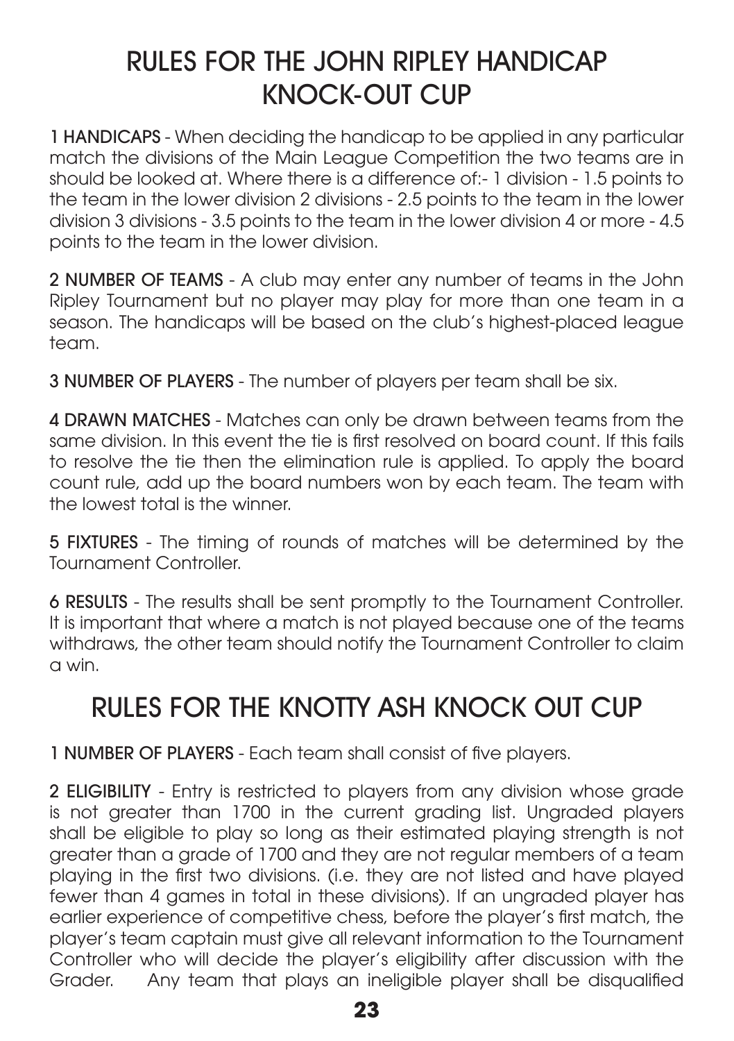# RULES FOR THE JOHN RIPLEY HANDICAP KNOCK-OUT CUP

**1 HANDICAPS** - When deciding the handicap to be applied in any particular match the divisions of the Main League Competition the two teams are in should be looked at. Where there is a difference of:- 1 division - 1.5 points to the team in the lower division 2 divisions - 2.5 points to the team in the lower division 3 divisions - 3.5 points to the team in the lower division 4 or more - 4.5 points to the team in the lower division.

**2 NUMBER OF TEAMS** - A club may enter any number of teams in the John Ripley Tournament but no player may play for more than one team in a season. The handicaps will be based on the club's highest-placed league team.

**3 NUMBER OF PLAYERS** - The number of players per team shall be six.

**4 DRAWN MATCHES** - Matches can only be drawn between teams from the same division. In this event the tie is first resolved on board count. If this fails to resolve the tie then the elimination rule is applied. To apply the board count rule, add up the board numbers won by each team. The team with the lowest total is the winner.

**5 FIXTURES** - The timing of rounds of matches will be determined by the Tournament Controller.

**6 RESULTS** - The results shall be sent promptly to the Tournament Controller. It is important that where a match is not played because one of the teams withdraws, the other team should notify the Tournament Controller to claim a win.

# RULES FOR THE KNOTTY ASH KNOCK OUT CUP

**1 NUMBER OF PLAYERS** - Each team shall consist of five players.

**2 ELIGIBILITY** - Entry is restricted to players from any division whose grade is not greater than 1700 in the current grading list. Ungraded players shall be eligible to play so long as their estimated playing strength is not greater than a grade of 1700 and they are not regular members of a team playing in the first two divisions. (i.e. they are not listed and have played fewer than 4 games in total in these divisions). If an ungraded player has earlier experience of competitive chess, before the player's first match, the player's team captain must give all relevant information to the Tournament Controller who will decide the player's eligibility after discussion with the Grader. Any team that plays an ineligible player shall be disqualified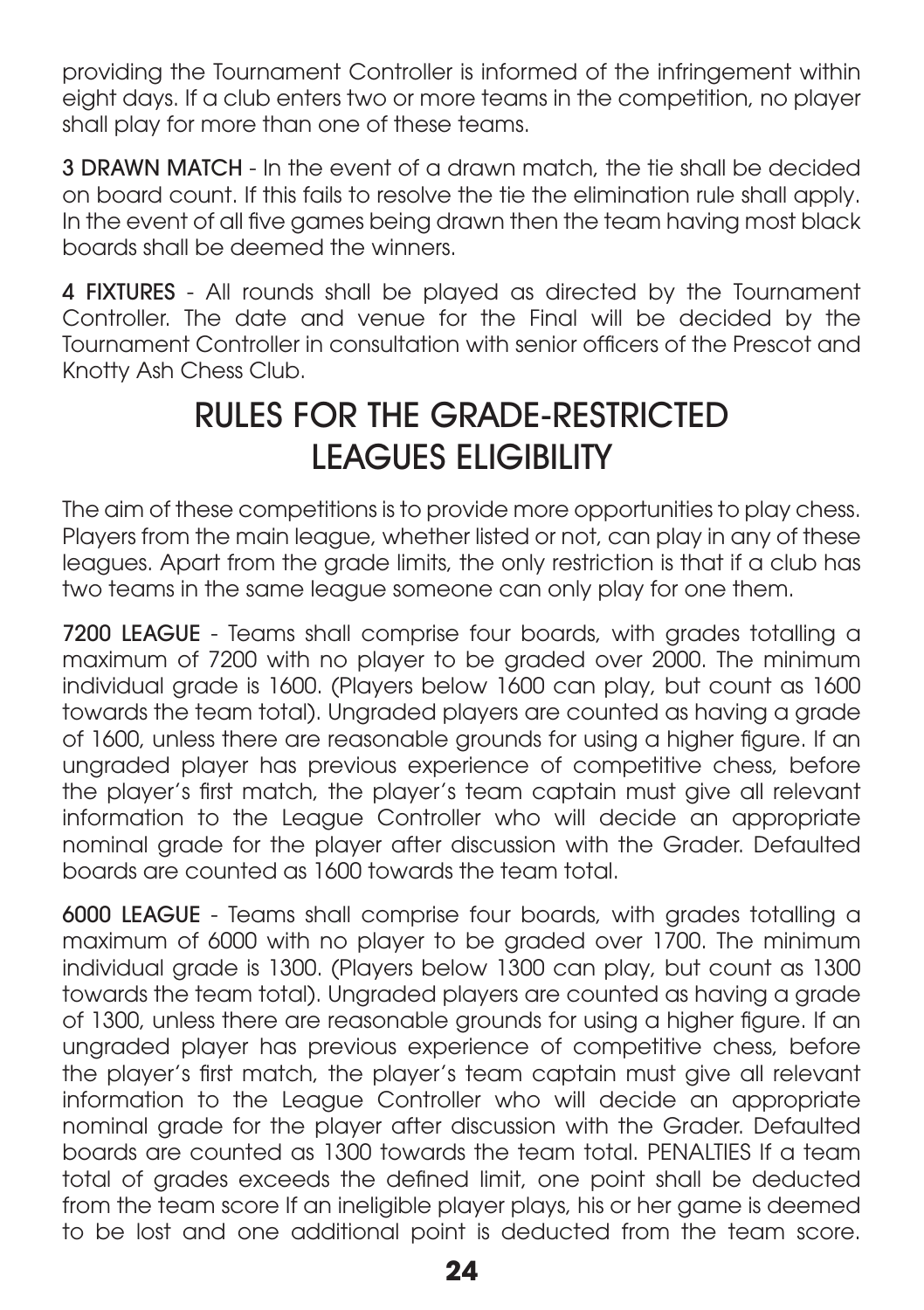providing the Tournament Controller is informed of the infringement within eight days. If a club enters two or more teams in the competition, no player shall play for more than one of these teams.

**3 DRAWN MATCH** - In the event of a drawn match, the tie shall be decided on board count. If this fails to resolve the tie the elimination rule shall apply. In the event of all five games being drawn then the team having most black boards shall be deemed the winners.

**4 FIXTURES** - All rounds shall be played as directed by the Tournament Controller. The date and venue for the Final will be decided by the Tournament Controller in consultation with senior officers of the Prescot and Knotty Ash Chess Club.

# RULES FOR THE GRADE-RESTRICTED LEAGUES ELIGIBILITY

The aim of these competitions is to provide more opportunities to play chess. Players from the main league, whether listed or not, can play in any of these leagues. Apart from the grade limits, the only restriction is that if a club has two teams in the same league someone can only play for one them.

**7200 LEAGUE** - Teams shall comprise four boards, with grades totalling a maximum of 7200 with no player to be graded over 2000. The minimum individual grade is 1600. (Players below 1600 can play, but count as 1600 towards the team total). Ungraded players are counted as having a grade of 1600, unless there are reasonable grounds for using a higher figure. If an ungraded player has previous experience of competitive chess, before the player's first match, the player's team captain must give all relevant information to the League Controller who will decide an appropriate nominal grade for the player after discussion with the Grader. Defaulted boards are counted as 1600 towards the team total.

**6000 LEAGUE** - Teams shall comprise four boards, with grades totalling a maximum of 6000 with no player to be graded over 1700. The minimum individual grade is 1300. (Players below 1300 can play, but count as 1300 towards the team total). Ungraded players are counted as having a grade of 1300, unless there are reasonable grounds for using a higher figure. If an ungraded player has previous experience of competitive chess, before the player's first match, the player's team captain must give all relevant information to the League Controller who will decide an appropriate nominal grade for the player after discussion with the Grader. Defaulted boards are counted as 1300 towards the team total. PENALTIES If a team total of grades exceeds the defined limit, one point shall be deducted from the team score If an ineligible player plays, his or her game is deemed to be lost and one additional point is deducted from the team score.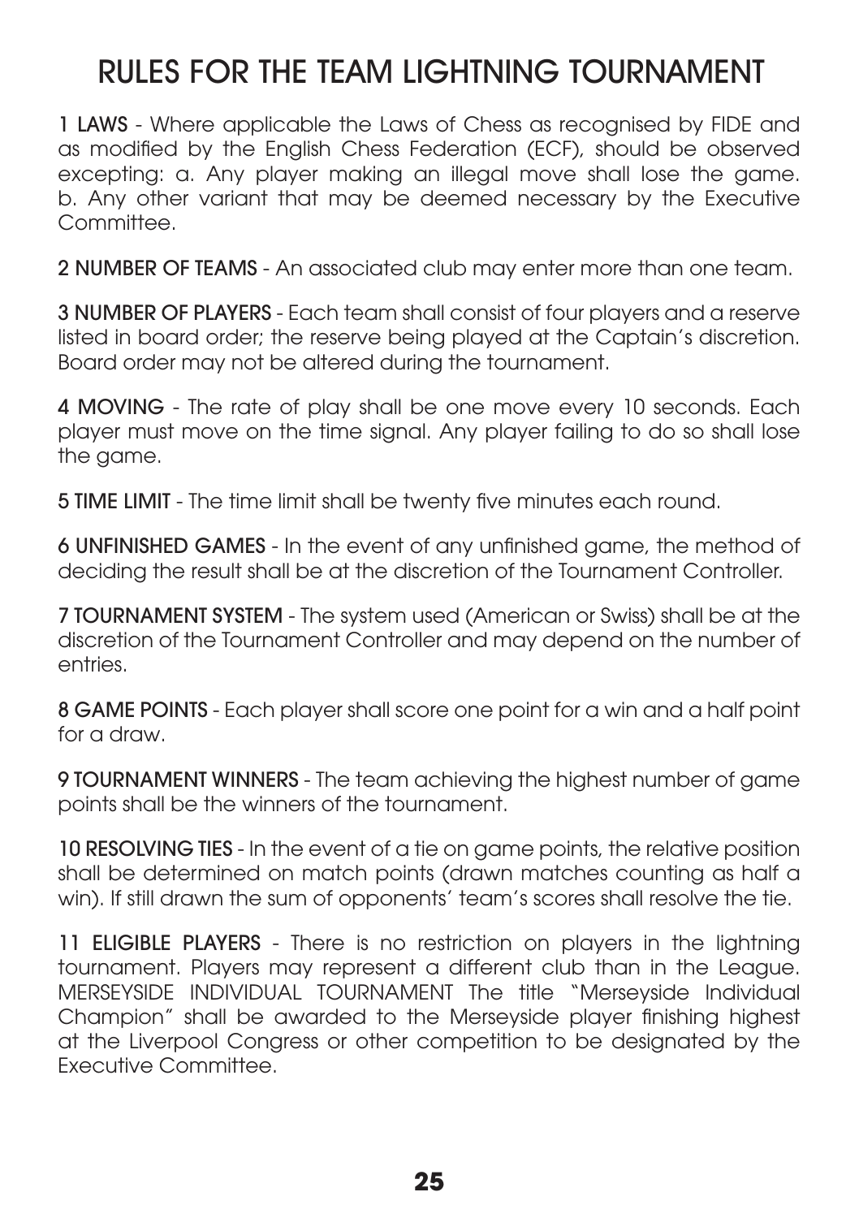# RULES FOR THE TEAM LIGHTNING TOURNAMENT

**1 LAWS** - Where applicable the Laws of Chess as recognised by FIDE and as modified by the English Chess Federation (ECF), should be observed excepting: a. Any player making an illegal move shall lose the game. b. Any other variant that may be deemed necessary by the Executive Committee.

**2 NUMBER OF TEAMS** - An associated club may enter more than one team.

**3 NUMBER OF PLAYERS** - Each team shall consist of four players and a reserve listed in board order; the reserve being played at the Captain's discretion. Board order may not be altered during the tournament.

**4 MOVING** - The rate of play shall be one move every 10 seconds. Each player must move on the time signal. Any player failing to do so shall lose the game.

**5 TIME LIMIT** - The time limit shall be twenty five minutes each round.

**6 UNFINISHED GAMES** - In the event of any unfinished game, the method of deciding the result shall be at the discretion of the Tournament Controller.

**7 TOURNAMENT SYSTEM** - The system used (American or Swiss) shall be at the discretion of the Tournament Controller and may depend on the number of entries.

**8 GAME POINTS** - Each player shall score one point for a win and a half point for a draw.

**9 TOURNAMENT WINNERS** - The team achieving the highest number of game points shall be the winners of the tournament.

**10 RESOLVING TIES** - In the event of a tie on game points, the relative position shall be determined on match points (drawn matches counting as half a win). If still drawn the sum of opponents' team's scores shall resolve the tie.

**11 ELIGIBLE PLAYERS** - There is no restriction on players in the lightning tournament. Players may represent a different club than in the League. MERSEYSIDE INDIVIDUAL TOURNAMENT The title "Merseyside Individual Champion" shall be awarded to the Merseyside player finishing highest at the Liverpool Congress or other competition to be designated by the Executive Committee.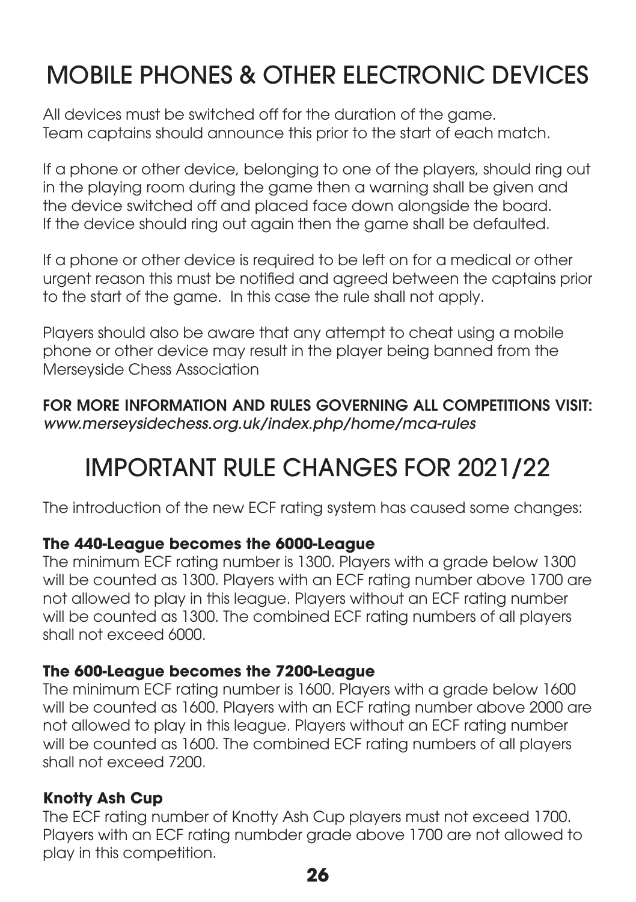# MOBILE PHONES & OTHER ELECTRONIC DEVICES

All devices must be switched off for the duration of the game.
Team captains should announce this prior to the start of each match.

If a phone or other device, belonging to one of the players, should ring out in the playing room during the game then a warning shall be given and the device switched off and placed face down alongside the board.
If the device should ring out again then the game shall be defaulted.

If a phone or other device is required to be left on for a medical or other urgent reason this must be notified and agreed between the captains prior to the start of the game. In this case the rule shall not apply.

Players should also be aware that any attempt to cheat using a mobile phone or other device may result in the player being banned from the Merseyside Chess Association

**FOR MORE INFORMATION AND RULES GOVERNING ALL COMPETITIONS VISIT:**
*www.merseysidechess.org.uk/index.php/home/mca-rules*

# IMPORTANT RULE CHANGES FOR 2021/22

The introduction of the new ECF rating system has caused some changes:

### The 440-League becomes the 6000-League

The minimum ECF rating number is 1300. Players with a grade below 1300 will be counted as 1300. Players with an ECF rating number above 1700 are not allowed to play in this league. Players without an ECF rating number will be counted as 1300. The combined ECF rating numbers of all players shall not exceed 6000.

### The 600-League becomes the 7200-League

The minimum ECF rating number is 1600. Players with a grade below 1600 will be counted as 1600. Players with an ECF rating number above 2000 are not allowed to play in this league. Players without an ECF rating number will be counted as 1600. The combined ECF rating numbers of all players shall not exceed 7200.

### Knotty Ash Cup

The ECF rating number of Knotty Ash Cup players must not exceed 1700. Players with an ECF rating numbder grade above 1700 are not allowed to play in this competition.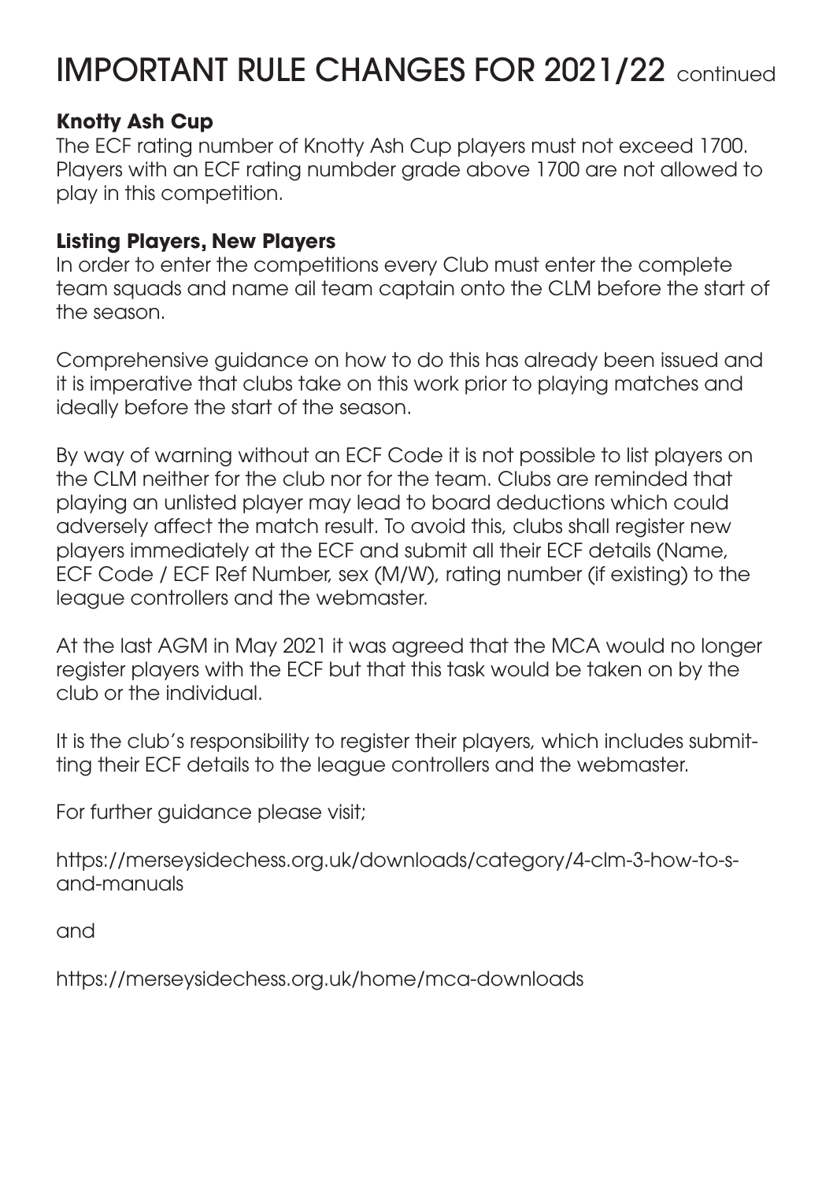# IMPORTANT RULE CHANGES FOR 2021/22 continued

**Knotty Ash Cup**

The ECF rating number of Knotty Ash Cup players must not exceed 1700. Players with an ECF rating numbder grade above 1700 are not allowed to play in this competition.

**Listing Players, New Players**

In order to enter the competitions every Club must enter the complete team squads and name ail team captain onto the CLM before the start of the season.

Comprehensive guidance on how to do this has already been issued and it is imperative that clubs take on this work prior to playing matches and ideally before the start of the season.

By way of warning without an ECF Code it is not possible to list players on the CLM neither for the club nor for the team. Clubs are reminded that playing an unlisted player may lead to board deductions which could adversely affect the match result. To avoid this, clubs shall register new players immediately at the ECF and submit all their ECF details (Name, ECF Code / ECF Ref Number, sex (M/W), rating number (if existing) to the league controllers and the webmaster.

At the last AGM in May 2021 it was agreed that the MCA would no longer register players with the ECF but that this task would be taken on by the club or the individual.

It is the club's responsibility to register their players, which includes submitting their ECF details to the league controllers and the webmaster.

For further guidance please visit;

https://merseysidechess.org.uk/downloads/category/4-clm-3-how-to-s-and-manuals

and

https://merseysidechess.org.uk/home/mca-downloads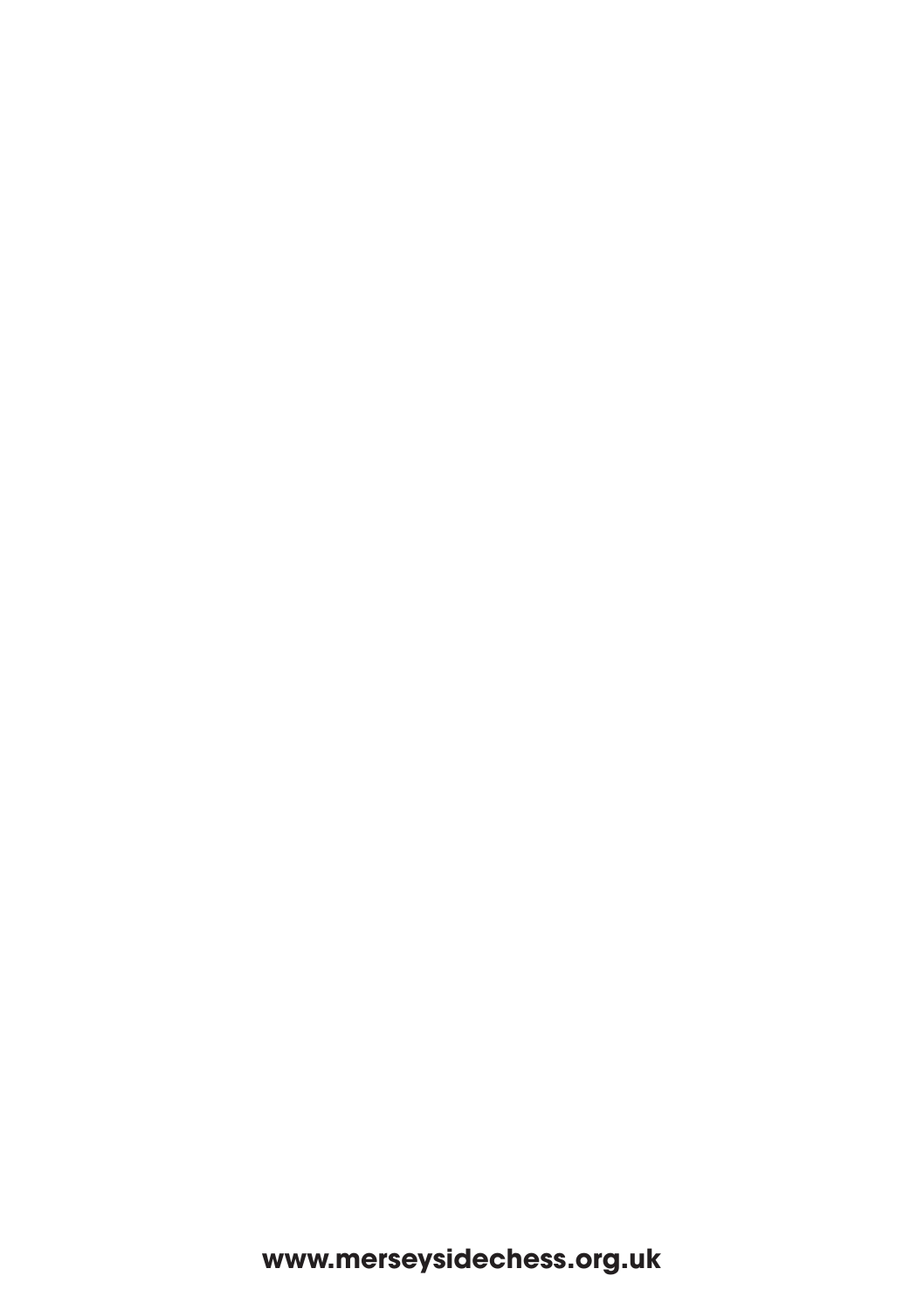**www.merseysidechess.org.uk**